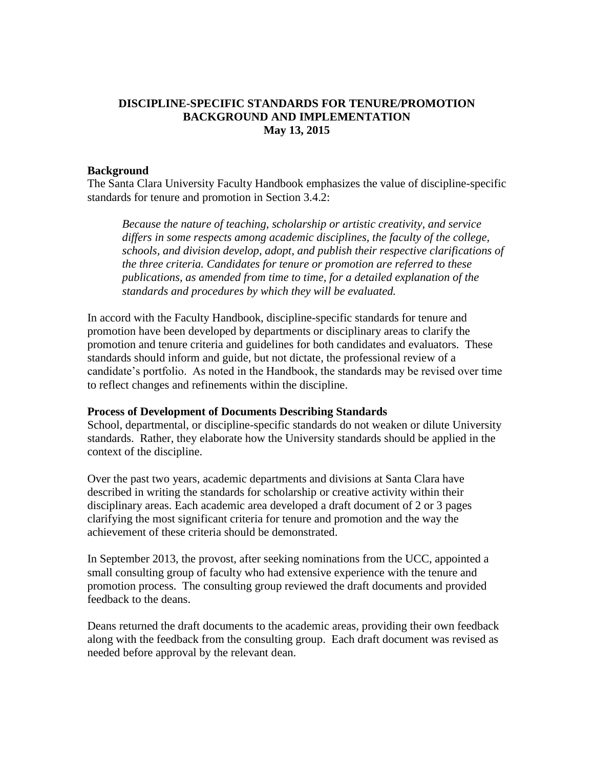# DISCIPLINE-SPECIFIC STANDARDS FOR TENURE/PROMOTION BACKGROUND AND IMPLEMENTATION

**May 13, 2015**

## Background

The Santa Clara University Faculty Handbook emphasizes the value of discipline-specific standards for tenure and promotion in Section 3.4.2:

> *Because the nature of teaching, scholarship or artistic creativity, and service differs in some respects among academic disciplines, the faculty of the college, schools, and division develop, adopt, and publish their respective clarifications of the three criteria. Candidates for tenure or promotion are referred to these publications, as amended from time to time, for a detailed explanation of the standards and procedures by which they will be evaluated.*

In accord with the Faculty Handbook, discipline-specific standards for tenure and promotion have been developed by departments or disciplinary areas to clarify the promotion and tenure criteria and guidelines for both candidates and evaluators. These standards should inform and guide, but not dictate, the professional review of a candidate's portfolio. As noted in the Handbook, the standards may be revised over time to reflect changes and refinements within the discipline.

## Process of Development of Documents Describing Standards

School, departmental, or discipline-specific standards do not weaken or dilute University standards. Rather, they elaborate how the University standards should be applied in the context of the discipline.

Over the past two years, academic departments and divisions at Santa Clara have described in writing the standards for scholarship or creative activity within their disciplinary areas. Each academic area developed a draft document of 2 or 3 pages clarifying the most significant criteria for tenure and promotion and the way the achievement of these criteria should be demonstrated.

In September 2013, the provost, after seeking nominations from the UCC, appointed a small consulting group of faculty who had extensive experience with the tenure and promotion process. The consulting group reviewed the draft documents and provided feedback to the deans.

Deans returned the draft documents to the academic areas, providing their own feedback along with the feedback from the consulting group. Each draft document was revised as needed before approval by the relevant dean.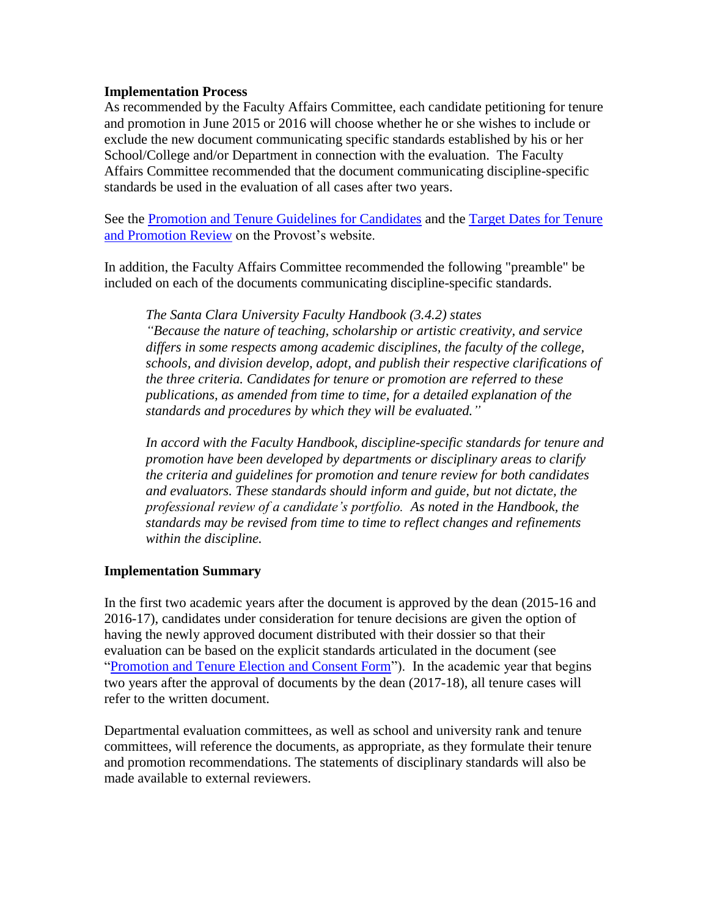**Implementation Process**

As recommended by the Faculty Affairs Committee, each candidate petitioning for tenure and promotion in June 2015 or 2016 will choose whether he or she wishes to include or exclude the new document communicating specific standards established by his or her School/College and/or Department in connection with the evaluation. The Faculty Affairs Committee recommended that the document communicating discipline-specific standards be used in the evaluation of all cases after two years.

See the Promotion and Tenure Guidelines for Candidates and the Target Dates for Tenure and Promotion Review on the Provost's website.

In addition, the Faculty Affairs Committee recommended the following "preamble" be included on each of the documents communicating discipline-specific standards.

> *The Santa Clara University Faculty Handbook (3.4.2) states "Because the nature of teaching, scholarship or artistic creativity, and service differs in some respects among academic disciplines, the faculty of the college, schools, and division develop, adopt, and publish their respective clarifications of the three criteria. Candidates for tenure or promotion are referred to these publications, as amended from time to time, for a detailed explanation of the standards and procedures by which they will be evaluated."*
>
> *In accord with the Faculty Handbook, discipline-specific standards for tenure and promotion have been developed by departments or disciplinary areas to clarify the criteria and guidelines for promotion and tenure review for both candidates and evaluators. These standards should inform and guide, but not dictate, the professional review of a candidate's portfolio. As noted in the Handbook, the standards may be revised from time to time to reflect changes and refinements within the discipline.*

**Implementation Summary**

In the first two academic years after the document is approved by the dean (2015-16 and 2016-17), candidates under consideration for tenure decisions are given the option of having the newly approved document distributed with their dossier so that their evaluation can be based on the explicit standards articulated in the document (see "Promotion and Tenure Election and Consent Form"). In the academic year that begins two years after the approval of documents by the dean (2017-18), all tenure cases will refer to the written document.

Departmental evaluation committees, as well as school and university rank and tenure committees, will reference the documents, as appropriate, as they formulate their tenure and promotion recommendations. The statements of disciplinary standards will also be made available to external reviewers.